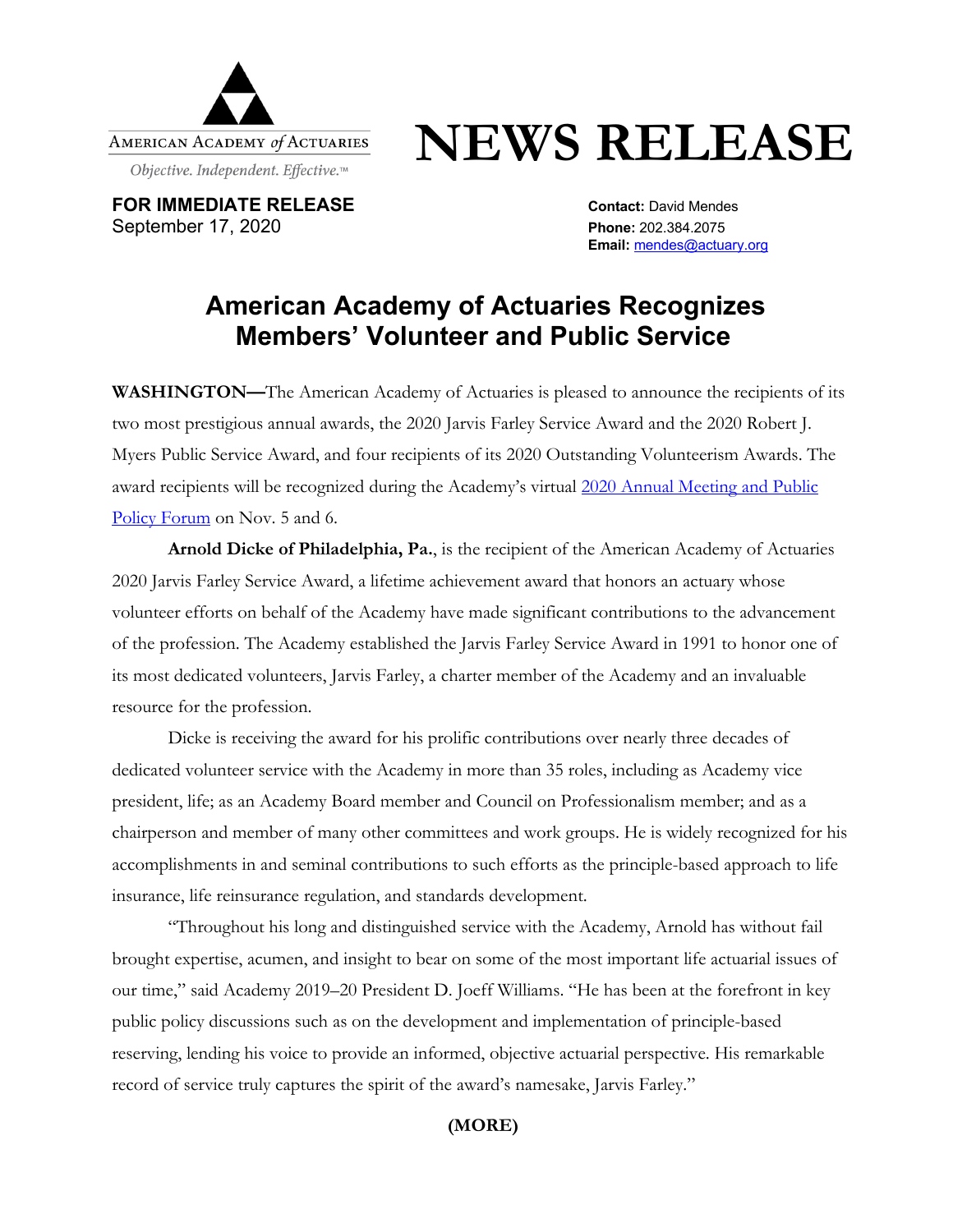American Academy *of* Actuaries

*Objective. Independent. Effective.*™

# NEWS RELEASE

**FOR IMMEDIATE RELEASE**
September 17, 2020

**Contact:** David Mendes
**Phone:** 202.384.2075
**Email:** [mendes@actuary.org](mailto:mendes@actuary.org)

## American Academy of Actuaries Recognizes Members' Volunteer and Public Service

**WASHINGTON—**The American Academy of Actuaries is pleased to announce the recipients of its two most prestigious annual awards, the 2020 Jarvis Farley Service Award and the 2020 Robert J. Myers Public Service Award, and four recipients of its 2020 Outstanding Volunteerism Awards. The award recipients will be recognized during the Academy's virtual [2020 Annual Meeting and Public Policy Forum](#) on Nov. 5 and 6.

**Arnold Dicke of Philadelphia, Pa.**, is the recipient of the American Academy of Actuaries 2020 Jarvis Farley Service Award, a lifetime achievement award that honors an actuary whose volunteer efforts on behalf of the Academy have made significant contributions to the advancement of the profession. The Academy established the Jarvis Farley Service Award in 1991 to honor one of its most dedicated volunteers, Jarvis Farley, a charter member of the Academy and an invaluable resource for the profession.

Dicke is receiving the award for his prolific contributions over nearly three decades of dedicated volunteer service with the Academy in more than 35 roles, including as Academy vice president, life; as an Academy Board member and Council on Professionalism member; and as a chairperson and member of many other committees and work groups. He is widely recognized for his accomplishments in and seminal contributions to such efforts as the principle-based approach to life insurance, life reinsurance regulation, and standards development.

"Throughout his long and distinguished service with the Academy, Arnold has without fail brought expertise, acumen, and insight to bear on some of the most important life actuarial issues of our time," said Academy 2019–20 President D. Joeff Williams. "He has been at the forefront in key public policy discussions such as on the development and implementation of principle-based reserving, lending his voice to provide an informed, objective actuarial perspective. His remarkable record of service truly captures the spirit of the award's namesake, Jarvis Farley."

**(MORE)**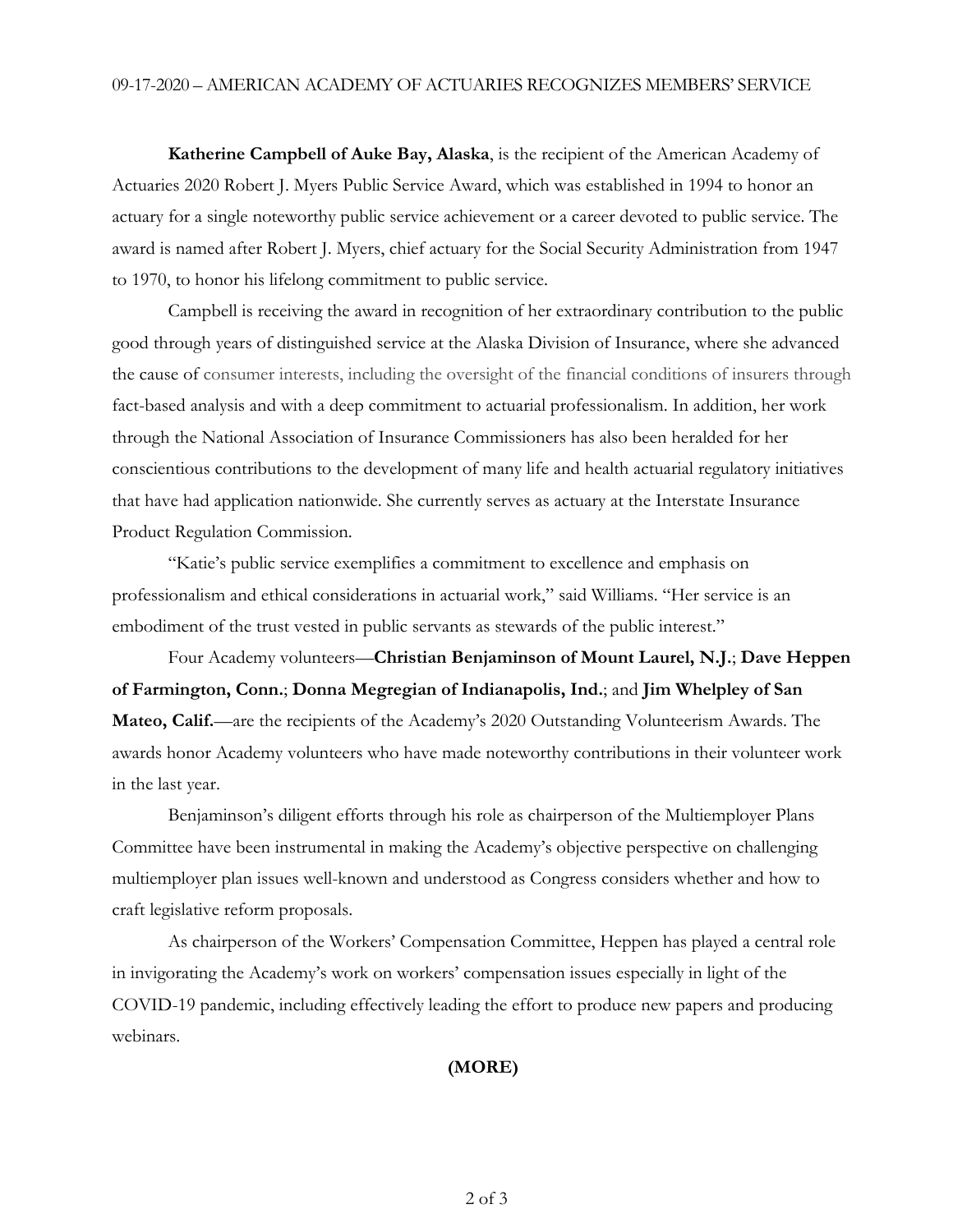09-17-2020 – AMERICAN ACADEMY OF ACTUARIES RECOGNIZES MEMBERS' SERVICE

**Katherine Campbell of Auke Bay, Alaska**, is the recipient of the American Academy of Actuaries 2020 Robert J. Myers Public Service Award, which was established in 1994 to honor an actuary for a single noteworthy public service achievement or a career devoted to public service. The award is named after Robert J. Myers, chief actuary for the Social Security Administration from 1947 to 1970, to honor his lifelong commitment to public service.

Campbell is receiving the award in recognition of her extraordinary contribution to the public good through years of distinguished service at the Alaska Division of Insurance, where she advanced the cause of consumer interests, including the oversight of the financial conditions of insurers through fact-based analysis and with a deep commitment to actuarial professionalism. In addition, her work through the National Association of Insurance Commissioners has also been heralded for her conscientious contributions to the development of many life and health actuarial regulatory initiatives that have had application nationwide. She currently serves as actuary at the Interstate Insurance Product Regulation Commission.

"Katie's public service exemplifies a commitment to excellence and emphasis on professionalism and ethical considerations in actuarial work," said Williams. "Her service is an embodiment of the trust vested in public servants as stewards of the public interest."

Four Academy volunteers—**Christian Benjaminson of Mount Laurel, N.J.**; **Dave Heppen of Farmington, Conn.**; **Donna Megregian of Indianapolis, Ind.**; and **Jim Whelpley of San Mateo, Calif.**—are the recipients of the Academy's 2020 Outstanding Volunteerism Awards. The awards honor Academy volunteers who have made noteworthy contributions in their volunteer work in the last year.

Benjaminson's diligent efforts through his role as chairperson of the Multiemployer Plans Committee have been instrumental in making the Academy's objective perspective on challenging multiemployer plan issues well-known and understood as Congress considers whether and how to craft legislative reform proposals.

As chairperson of the Workers' Compensation Committee, Heppen has played a central role in invigorating the Academy's work on workers' compensation issues especially in light of the COVID-19 pandemic, including effectively leading the effort to produce new papers and producing webinars.

**(MORE)**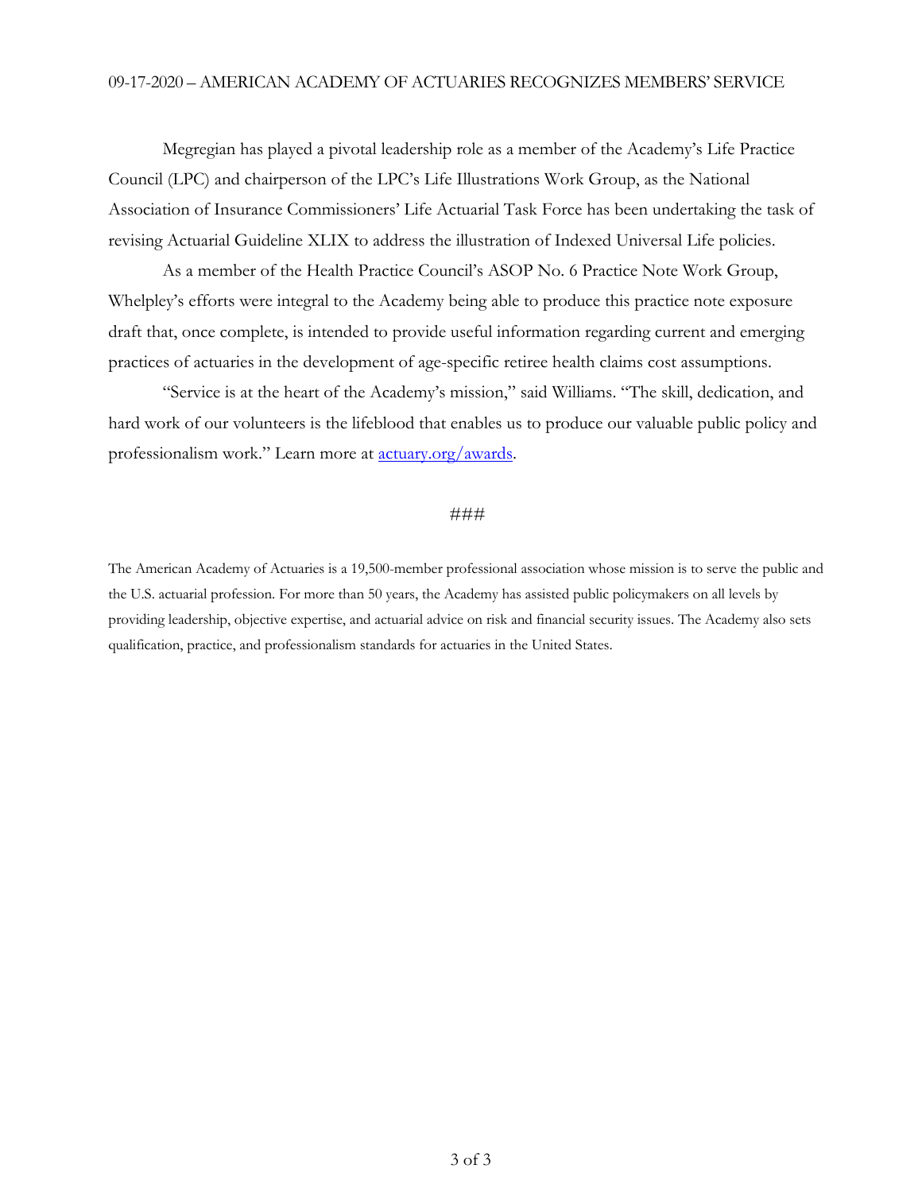Megregian has played a pivotal leadership role as a member of the Academy's Life Practice Council (LPC) and chairperson of the LPC's Life Illustrations Work Group, as the National Association of Insurance Commissioners' Life Actuarial Task Force has been undertaking the task of revising Actuarial Guideline XLIX to address the illustration of Indexed Universal Life policies.

As a member of the Health Practice Council's ASOP No. 6 Practice Note Work Group, Whelpley's efforts were integral to the Academy being able to produce this practice note exposure draft that, once complete, is intended to provide useful information regarding current and emerging practices of actuaries in the development of age-specific retiree health claims cost assumptions.

"Service is at the heart of the Academy's mission," said Williams. "The skill, dedication, and hard work of our volunteers is the lifeblood that enables us to produce our valuable public policy and professionalism work." Learn more at [actuary.org/awards](actuary.org/awards).

###

The American Academy of Actuaries is a 19,500-member professional association whose mission is to serve the public and the U.S. actuarial profession. For more than 50 years, the Academy has assisted public policymakers on all levels by providing leadership, objective expertise, and actuarial advice on risk and financial security issues. The Academy also sets qualification, practice, and professionalism standards for actuaries in the United States.